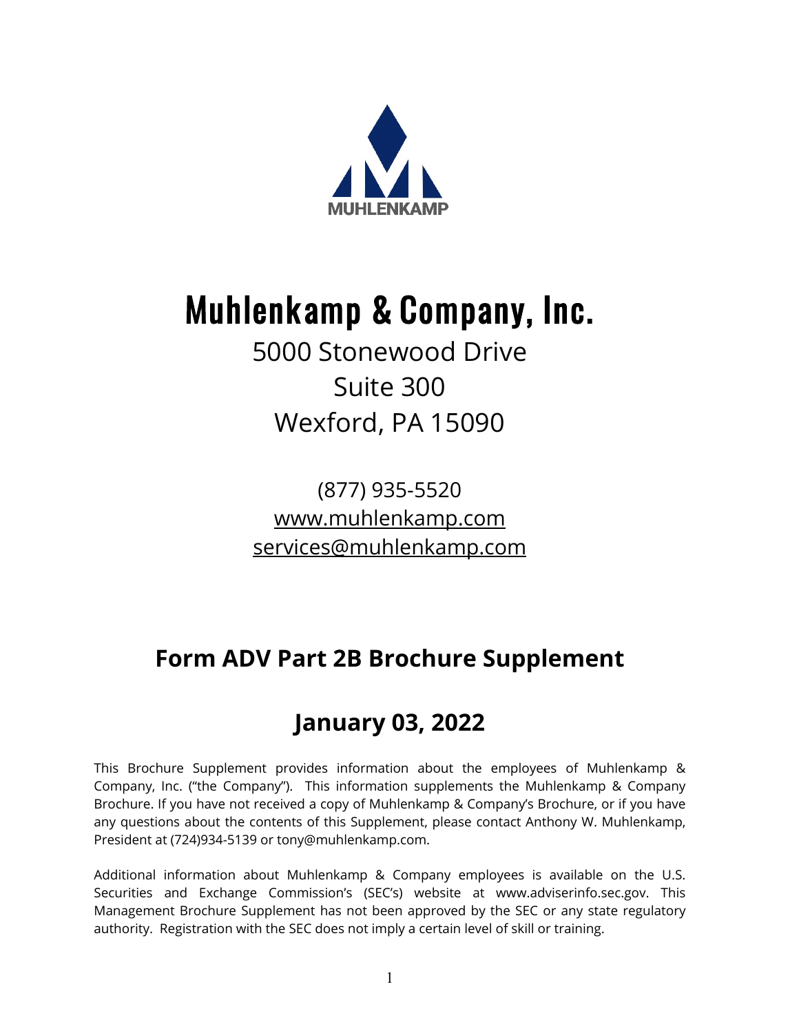MUHLENKAMP

# Muhlenkamp & Company, Inc.

5000 Stonewood Drive
Suite 300
Wexford, PA 15090

(877) 935-5520
www.muhlenkamp.com
services@muhlenkamp.com

## Form ADV Part 2B Brochure Supplement

## January 03, 2022

This Brochure Supplement provides information about the employees of Muhlenkamp & Company, Inc. ("the Company"). This information supplements the Muhlenkamp & Company Brochure. If you have not received a copy of Muhlenkamp & Company's Brochure, or if you have any questions about the contents of this Supplement, please contact Anthony W. Muhlenkamp, President at (724)934-5139 or tony@muhlenkamp.com.

Additional information about Muhlenkamp & Company employees is available on the U.S. Securities and Exchange Commission's (SEC's) website at www.adviserinfo.sec.gov. This Management Brochure Supplement has not been approved by the SEC or any state regulatory authority. Registration with the SEC does not imply a certain level of skill or training.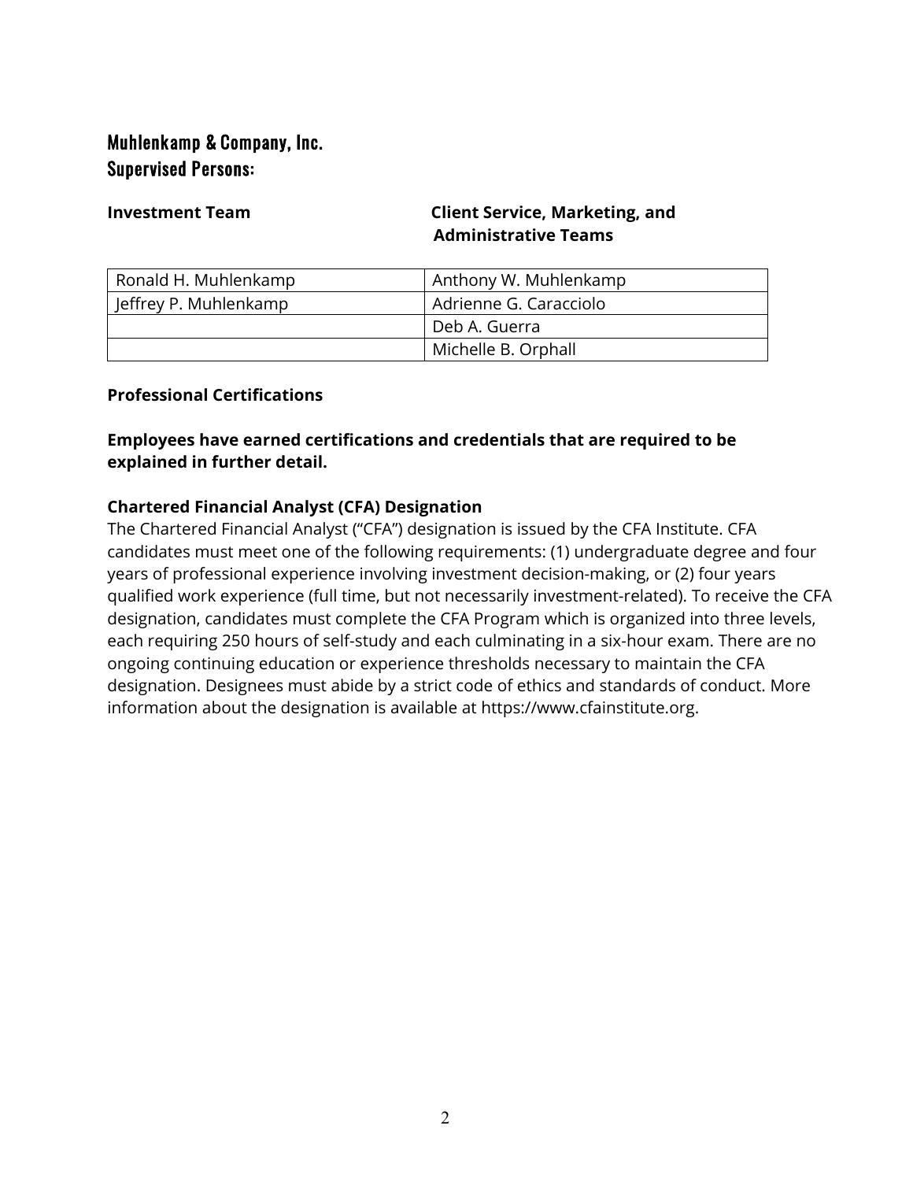## Muhlenkamp & Company, Inc.
## Supervised Persons:

| **Investment Team** | **Client Service, Marketing, and Administrative Teams** |
|---|---|
| Ronald H. Muhlenkamp | Anthony W. Muhlenkamp |
| Jeffrey P. Muhlenkamp | Adrienne G. Caracciolo |
| | Deb A. Guerra |
| | Michelle B. Orphall |

**Professional Certifications**

**Employees have earned certifications and credentials that are required to be explained in further detail.**

**Chartered Financial Analyst (CFA) Designation**
The Chartered Financial Analyst ("CFA") designation is issued by the CFA Institute. CFA candidates must meet one of the following requirements: (1) undergraduate degree and four years of professional experience involving investment decision-making, or (2) four years qualified work experience (full time, but not necessarily investment-related). To receive the CFA designation, candidates must complete the CFA Program which is organized into three levels, each requiring 250 hours of self-study and each culminating in a six-hour exam. There are no ongoing continuing education or experience thresholds necessary to maintain the CFA designation. Designees must abide by a strict code of ethics and standards of conduct. More information about the designation is available at https://www.cfainstitute.org.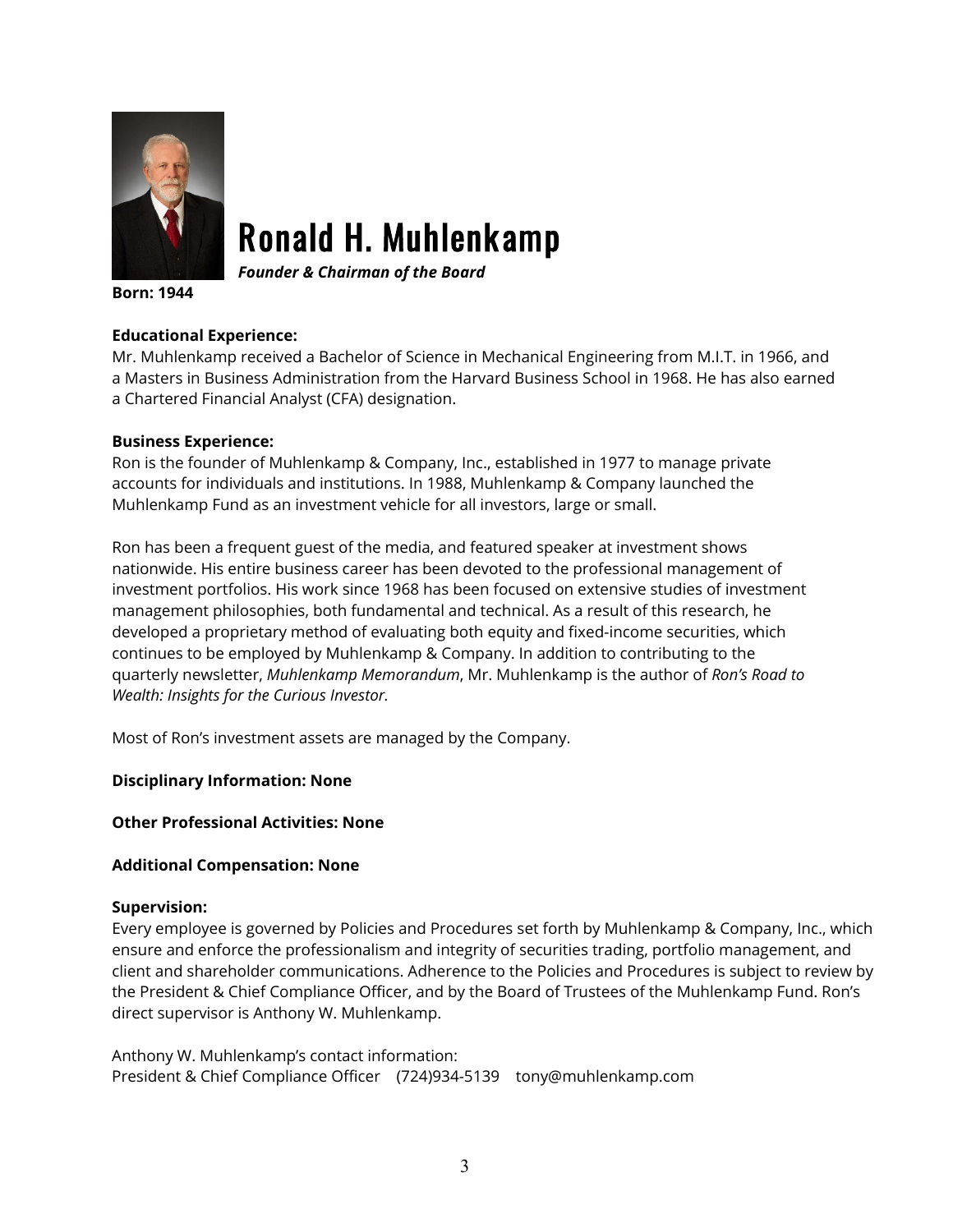# Ronald H. Muhlenkamp

***Founder & Chairman of the Board***

**Born: 1944**

**Educational Experience:**
Mr. Muhlenkamp received a Bachelor of Science in Mechanical Engineering from M.I.T. in 1966, and a Masters in Business Administration from the Harvard Business School in 1968. He has also earned a Chartered Financial Analyst (CFA) designation.

**Business Experience:**
Ron is the founder of Muhlenkamp & Company, Inc., established in 1977 to manage private accounts for individuals and institutions. In 1988, Muhlenkamp & Company launched the Muhlenkamp Fund as an investment vehicle for all investors, large or small.

Ron has been a frequent guest of the media, and featured speaker at investment shows nationwide. His entire business career has been devoted to the professional management of investment portfolios. His work since 1968 has been focused on extensive studies of investment management philosophies, both fundamental and technical. As a result of this research, he developed a proprietary method of evaluating both equity and fixed-income securities, which continues to be employed by Muhlenkamp & Company. In addition to contributing to the quarterly newsletter, *Muhlenkamp Memorandum*, Mr. Muhlenkamp is the author of *Ron's Road to Wealth: Insights for the Curious Investor.*

Most of Ron's investment assets are managed by the Company.

**Disciplinary Information: None**

**Other Professional Activities: None**

**Additional Compensation: None**

**Supervision:**
Every employee is governed by Policies and Procedures set forth by Muhlenkamp & Company, Inc., which ensure and enforce the professionalism and integrity of securities trading, portfolio management, and client and shareholder communications. Adherence to the Policies and Procedures is subject to review by the President & Chief Compliance Officer, and by the Board of Trustees of the Muhlenkamp Fund. Ron's direct supervisor is Anthony W. Muhlenkamp.

Anthony W. Muhlenkamp's contact information:
President & Chief Compliance Officer (724)934-5139 tony@muhlenkamp.com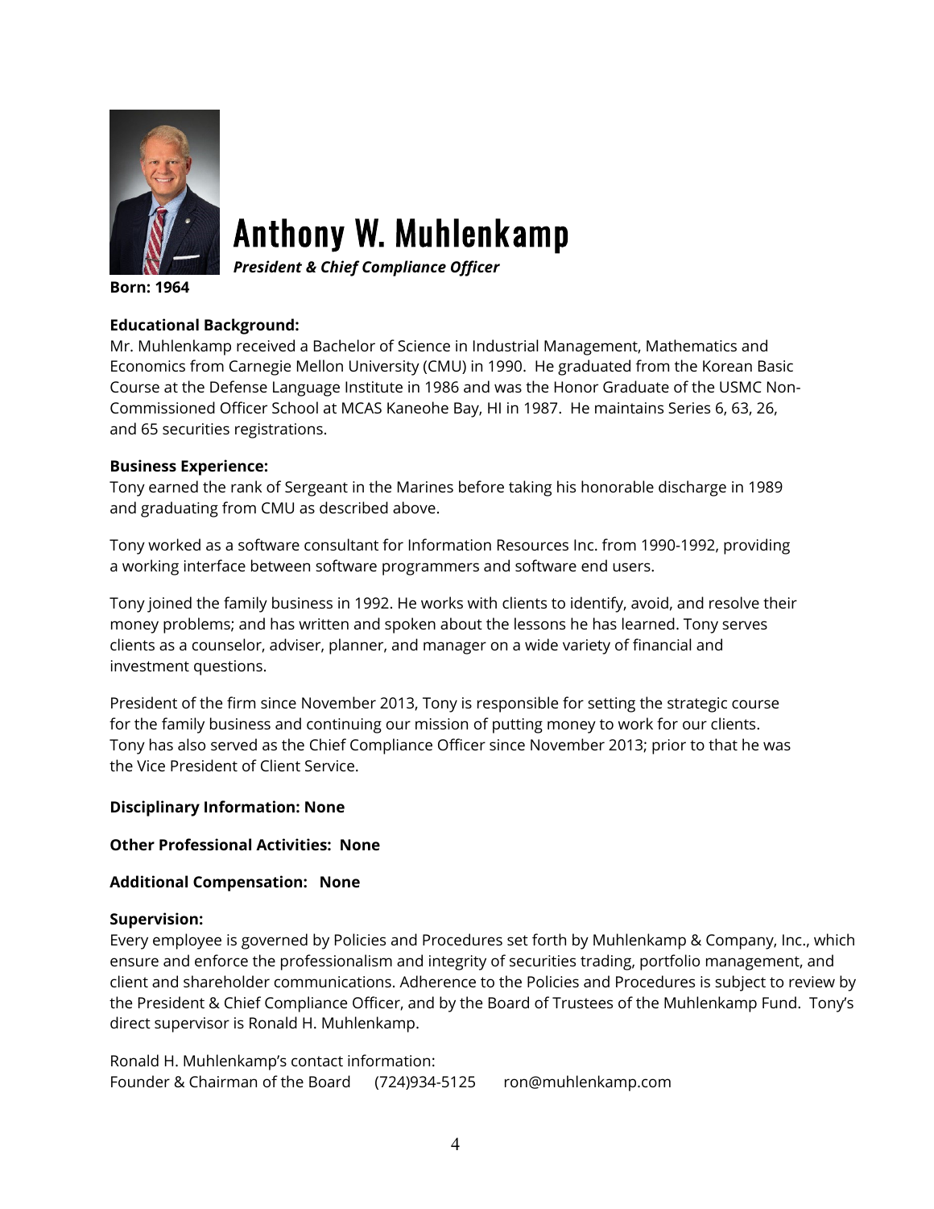# Anthony W. Muhlenkamp

***President & Chief Compliance Officer***

**Born: 1964**

**Educational Background:**
Mr. Muhlenkamp received a Bachelor of Science in Industrial Management, Mathematics and Economics from Carnegie Mellon University (CMU) in 1990. He graduated from the Korean Basic Course at the Defense Language Institute in 1986 and was the Honor Graduate of the USMC Non-Commissioned Officer School at MCAS Kaneohe Bay, HI in 1987. He maintains Series 6, 63, 26, and 65 securities registrations.

**Business Experience:**
Tony earned the rank of Sergeant in the Marines before taking his honorable discharge in 1989 and graduating from CMU as described above.

Tony worked as a software consultant for Information Resources Inc. from 1990-1992, providing a working interface between software programmers and software end users.

Tony joined the family business in 1992. He works with clients to identify, avoid, and resolve their money problems; and has written and spoken about the lessons he has learned. Tony serves clients as a counselor, adviser, planner, and manager on a wide variety of financial and investment questions.

President of the firm since November 2013, Tony is responsible for setting the strategic course for the family business and continuing our mission of putting money to work for our clients. Tony has also served as the Chief Compliance Officer since November 2013; prior to that he was the Vice President of Client Service.

**Disciplinary Information: None**

**Other Professional Activities: None**

**Additional Compensation: None**

**Supervision:**
Every employee is governed by Policies and Procedures set forth by Muhlenkamp & Company, Inc., which ensure and enforce the professionalism and integrity of securities trading, portfolio management, and client and shareholder communications. Adherence to the Policies and Procedures is subject to review by the President & Chief Compliance Officer, and by the Board of Trustees of the Muhlenkamp Fund. Tony's direct supervisor is Ronald H. Muhlenkamp.

Ronald H. Muhlenkamp's contact information:
Founder & Chairman of the Board (724)934-5125 ron@muhlenkamp.com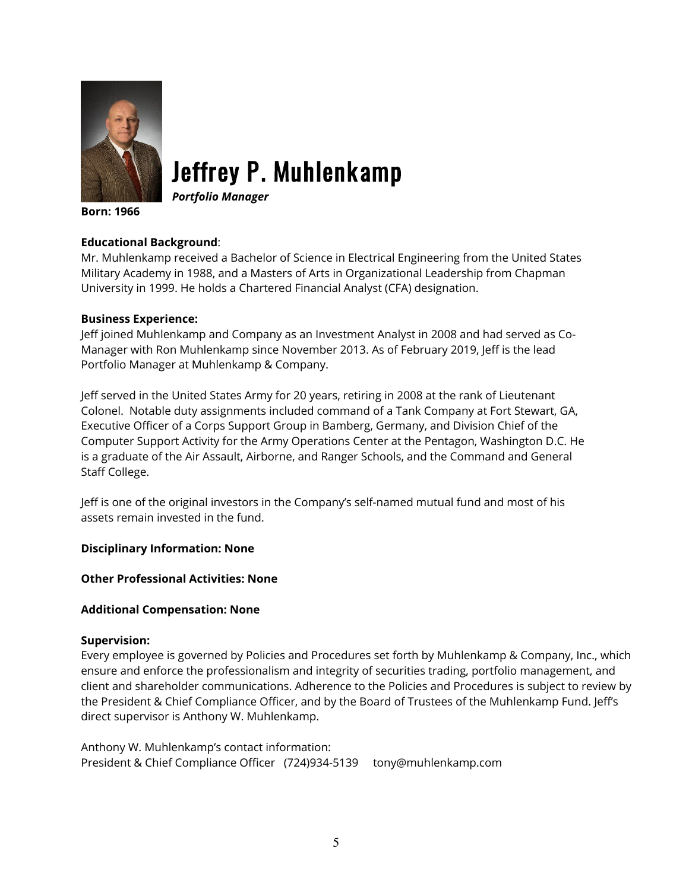# Jeffrey P. Muhlenkamp

***Portfolio Manager***

**Born: 1966**

**Educational Background**:
Mr. Muhlenkamp received a Bachelor of Science in Electrical Engineering from the United States Military Academy in 1988, and a Masters of Arts in Organizational Leadership from Chapman University in 1999. He holds a Chartered Financial Analyst (CFA) designation.

**Business Experience:**
Jeff joined Muhlenkamp and Company as an Investment Analyst in 2008 and had served as Co-Manager with Ron Muhlenkamp since November 2013. As of February 2019, Jeff is the lead Portfolio Manager at Muhlenkamp & Company.

Jeff served in the United States Army for 20 years, retiring in 2008 at the rank of Lieutenant Colonel. Notable duty assignments included command of a Tank Company at Fort Stewart, GA, Executive Officer of a Corps Support Group in Bamberg, Germany, and Division Chief of the Computer Support Activity for the Army Operations Center at the Pentagon, Washington D.C. He is a graduate of the Air Assault, Airborne, and Ranger Schools, and the Command and General Staff College.

Jeff is one of the original investors in the Company's self-named mutual fund and most of his assets remain invested in the fund.

**Disciplinary Information: None**

**Other Professional Activities: None**

**Additional Compensation: None**

**Supervision:**
Every employee is governed by Policies and Procedures set forth by Muhlenkamp & Company, Inc., which ensure and enforce the professionalism and integrity of securities trading, portfolio management, and client and shareholder communications. Adherence to the Policies and Procedures is subject to review by the President & Chief Compliance Officer, and by the Board of Trustees of the Muhlenkamp Fund. Jeff's direct supervisor is Anthony W. Muhlenkamp.

Anthony W. Muhlenkamp's contact information:
President & Chief Compliance Officer (724)934-5139 tony@muhlenkamp.com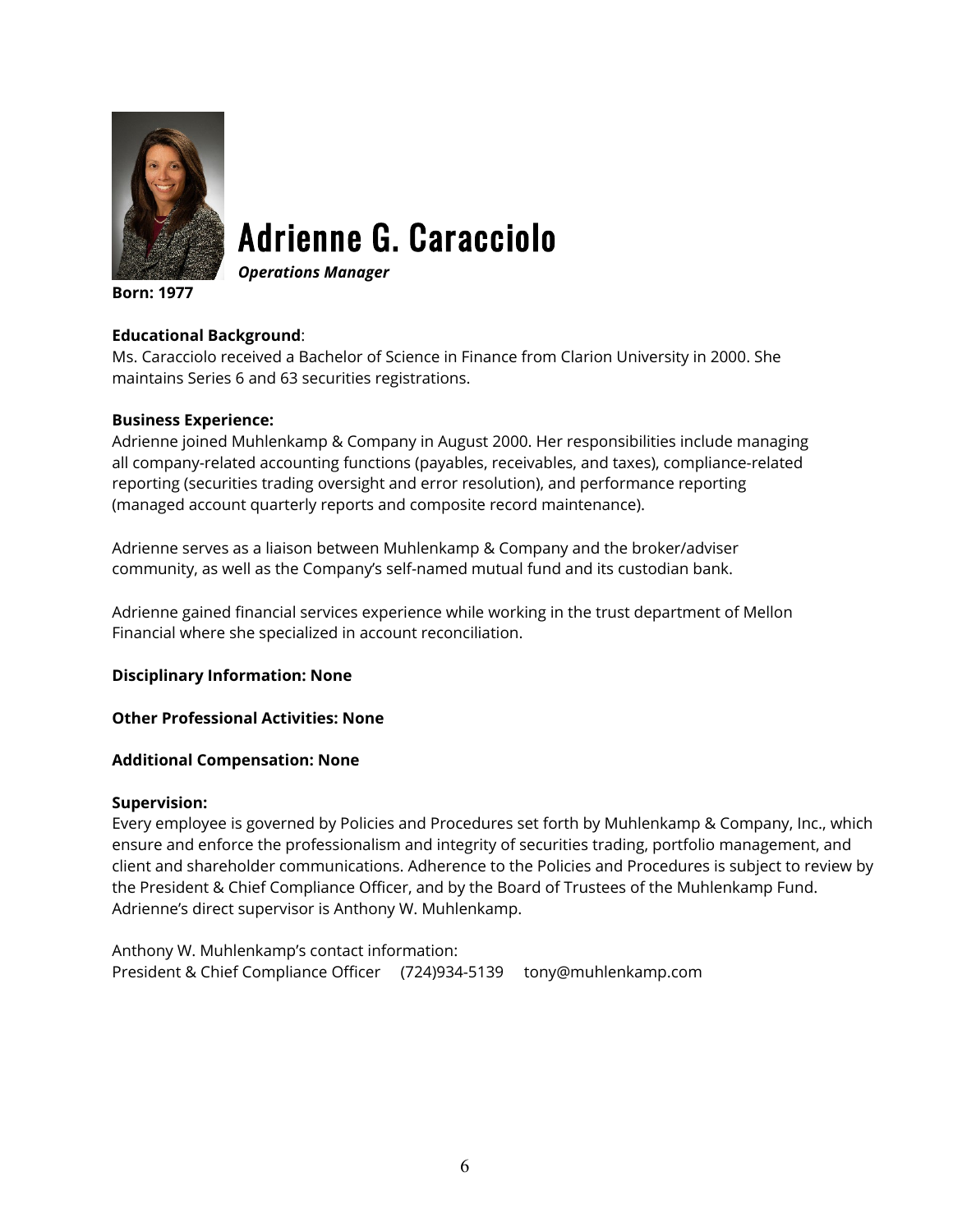# Adrienne G. Caracciolo

***Operations Manager***

**Born: 1977**

**Educational Background**:
Ms. Caracciolo received a Bachelor of Science in Finance from Clarion University in 2000. She maintains Series 6 and 63 securities registrations.

**Business Experience:**
Adrienne joined Muhlenkamp & Company in August 2000. Her responsibilities include managing all company-related accounting functions (payables, receivables, and taxes), compliance-related reporting (securities trading oversight and error resolution), and performance reporting (managed account quarterly reports and composite record maintenance).

Adrienne serves as a liaison between Muhlenkamp & Company and the broker/adviser community, as well as the Company's self-named mutual fund and its custodian bank.

Adrienne gained financial services experience while working in the trust department of Mellon Financial where she specialized in account reconciliation.

**Disciplinary Information: None**

**Other Professional Activities: None**

**Additional Compensation: None**

**Supervision:**
Every employee is governed by Policies and Procedures set forth by Muhlenkamp & Company, Inc., which ensure and enforce the professionalism and integrity of securities trading, portfolio management, and client and shareholder communications. Adherence to the Policies and Procedures is subject to review by the President & Chief Compliance Officer, and by the Board of Trustees of the Muhlenkamp Fund. Adrienne's direct supervisor is Anthony W. Muhlenkamp.

Anthony W. Muhlenkamp's contact information:
President & Chief Compliance Officer (724)934-5139 tony@muhlenkamp.com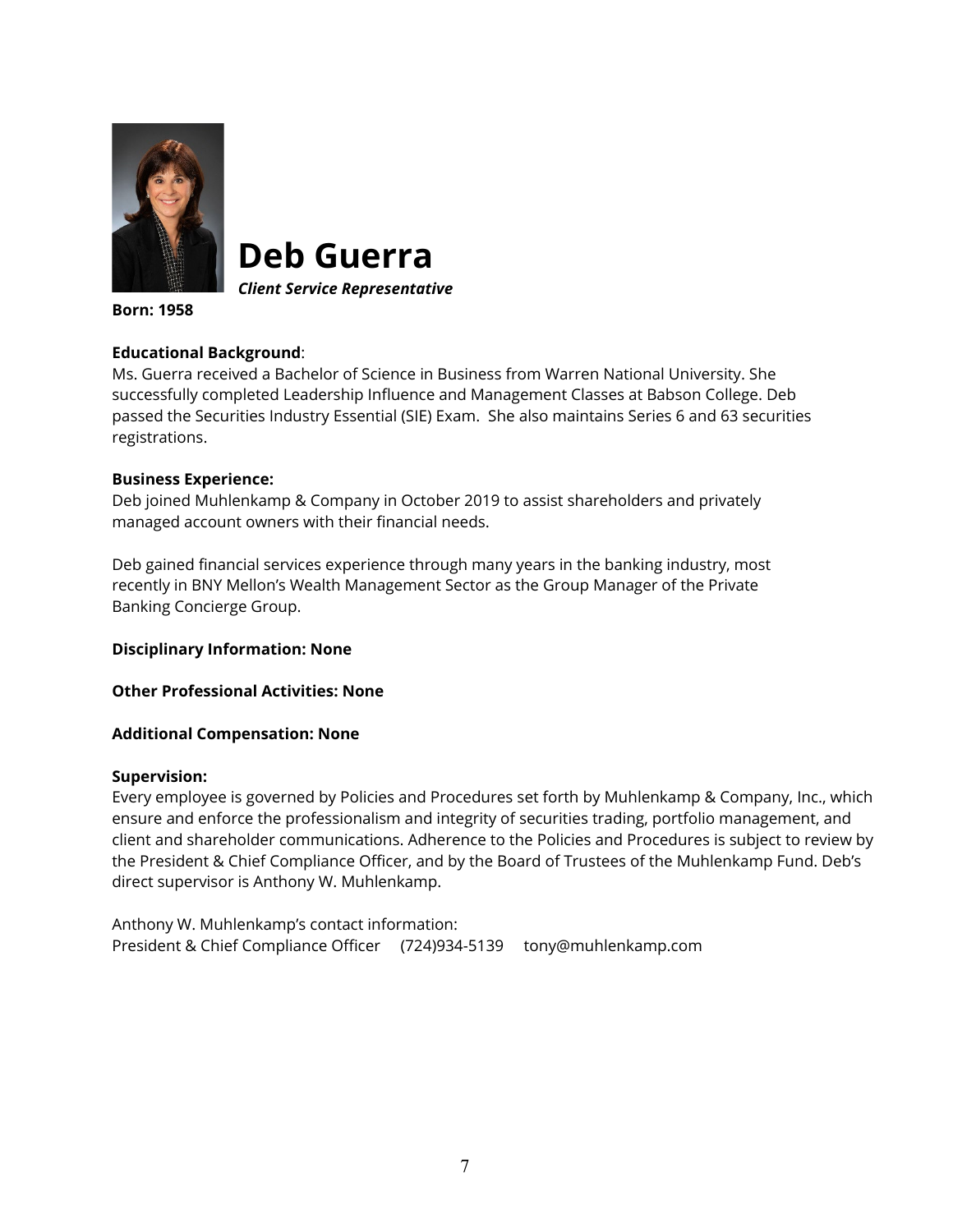# Deb Guerra

***Client Service Representative***

**Born: 1958**

**Educational Background**:
Ms. Guerra received a Bachelor of Science in Business from Warren National University. She successfully completed Leadership Influence and Management Classes at Babson College. Deb passed the Securities Industry Essential (SIE) Exam. She also maintains Series 6 and 63 securities registrations.

**Business Experience:**
Deb joined Muhlenkamp & Company in October 2019 to assist shareholders and privately managed account owners with their financial needs.

Deb gained financial services experience through many years in the banking industry, most recently in BNY Mellon's Wealth Management Sector as the Group Manager of the Private Banking Concierge Group.

**Disciplinary Information: None**

**Other Professional Activities: None**

**Additional Compensation: None**

**Supervision:**
Every employee is governed by Policies and Procedures set forth by Muhlenkamp & Company, Inc., which ensure and enforce the professionalism and integrity of securities trading, portfolio management, and client and shareholder communications. Adherence to the Policies and Procedures is subject to review by the President & Chief Compliance Officer, and by the Board of Trustees of the Muhlenkamp Fund. Deb's direct supervisor is Anthony W. Muhlenkamp.

Anthony W. Muhlenkamp's contact information:
President & Chief Compliance Officer (724)934-5139 tony@muhlenkamp.com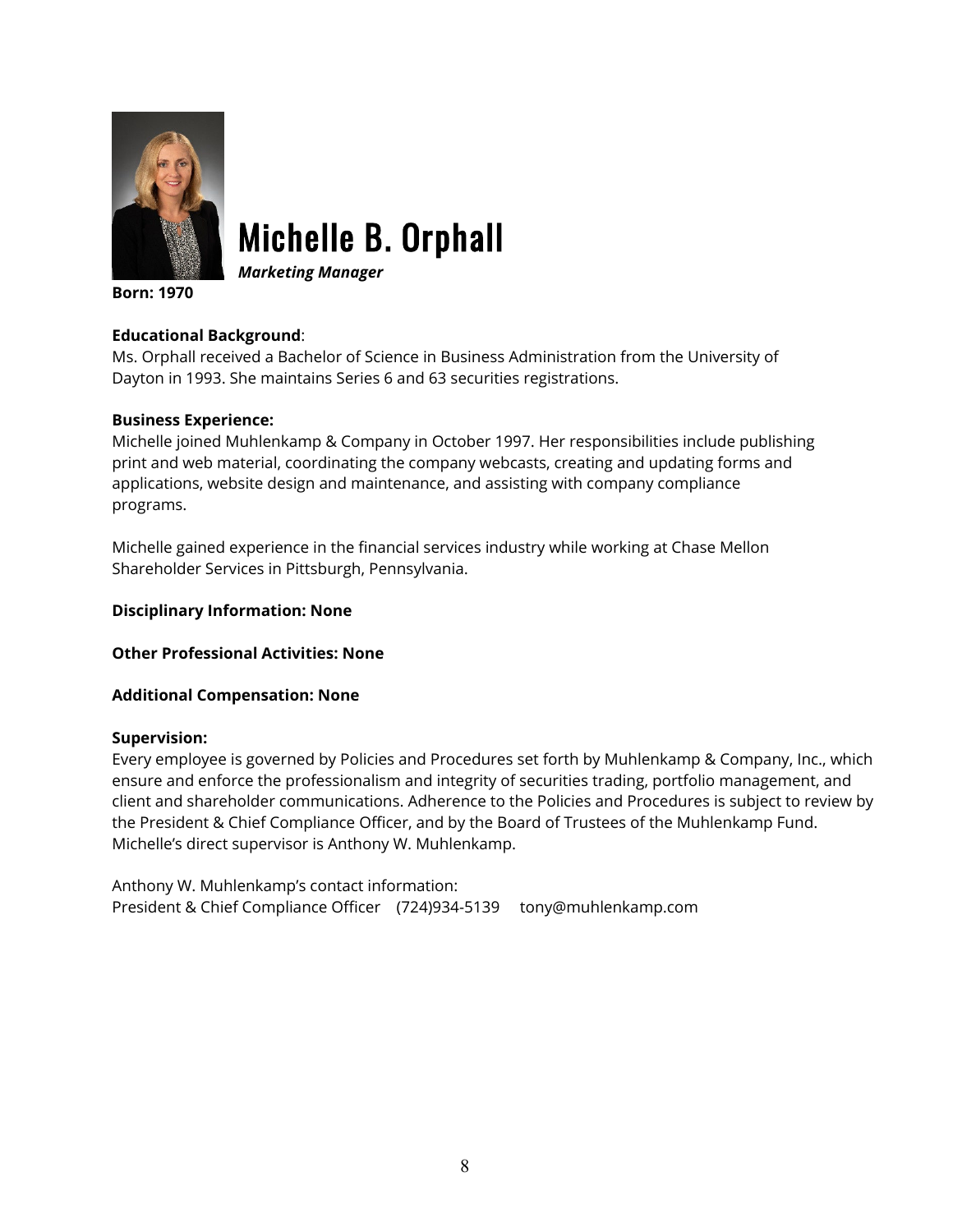# Michelle B. Orphall

***Marketing Manager***

**Born: 1970**

**Educational Background**:
Ms. Orphall received a Bachelor of Science in Business Administration from the University of Dayton in 1993. She maintains Series 6 and 63 securities registrations.

**Business Experience:**
Michelle joined Muhlenkamp & Company in October 1997. Her responsibilities include publishing print and web material, coordinating the company webcasts, creating and updating forms and applications, website design and maintenance, and assisting with company compliance programs.

Michelle gained experience in the financial services industry while working at Chase Mellon Shareholder Services in Pittsburgh, Pennsylvania.

**Disciplinary Information: None**

**Other Professional Activities: None**

**Additional Compensation: None**

**Supervision:**
Every employee is governed by Policies and Procedures set forth by Muhlenkamp & Company, Inc., which ensure and enforce the professionalism and integrity of securities trading, portfolio management, and client and shareholder communications. Adherence to the Policies and Procedures is subject to review by the President & Chief Compliance Officer, and by the Board of Trustees of the Muhlenkamp Fund. Michelle's direct supervisor is Anthony W. Muhlenkamp.

Anthony W. Muhlenkamp's contact information:
President & Chief Compliance Officer (724)934-5139 tony@muhlenkamp.com